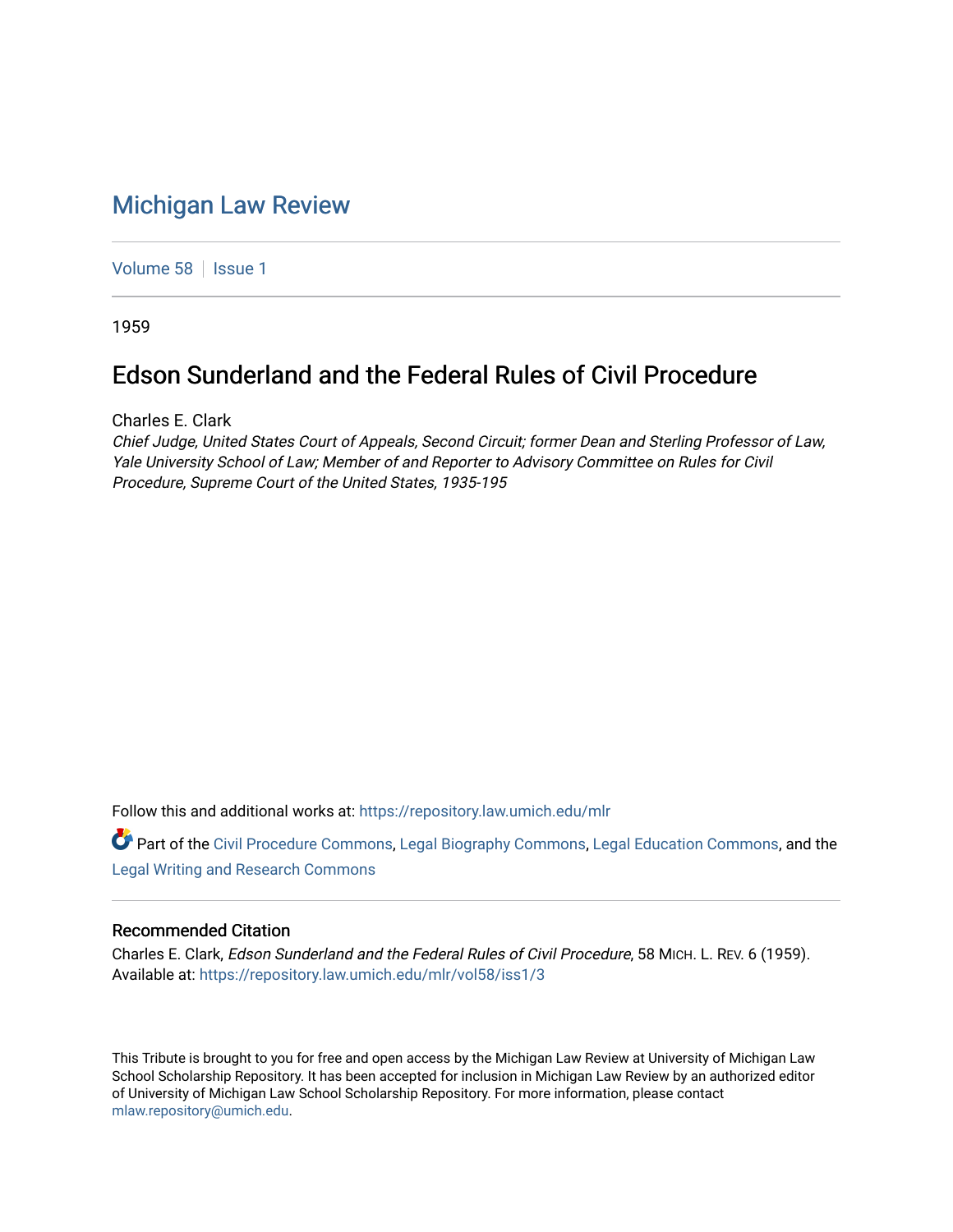# Michigan Law Review

Volume 58 | Issue 1

1959

## Edson Sunderland and the Federal Rules of Civil Procedure

Charles E. Clark

*Chief Judge, United States Court of Appeals, Second Circuit; former Dean and Sterling Professor of Law, Yale University School of Law; Member of and Reporter to Advisory Committee on Rules for Civil Procedure, Supreme Court of the United States, 1935-195*

Follow this and additional works at: https://repository.law.umich.edu/mlr

Part of the Civil Procedure Commons, Legal Biography Commons, Legal Education Commons, and the Legal Writing and Research Commons

### Recommended Citation

Charles E. Clark, *Edson Sunderland and the Federal Rules of Civil Procedure*, 58 MICH. L. REV. 6 (1959).
Available at: https://repository.law.umich.edu/mlr/vol58/iss1/3

This Tribute is brought to you for free and open access by the Michigan Law Review at University of Michigan Law School Scholarship Repository. It has been accepted for inclusion in Michigan Law Review by an authorized editor of University of Michigan Law School Scholarship Repository. For more information, please contact mlaw.repository@umich.edu.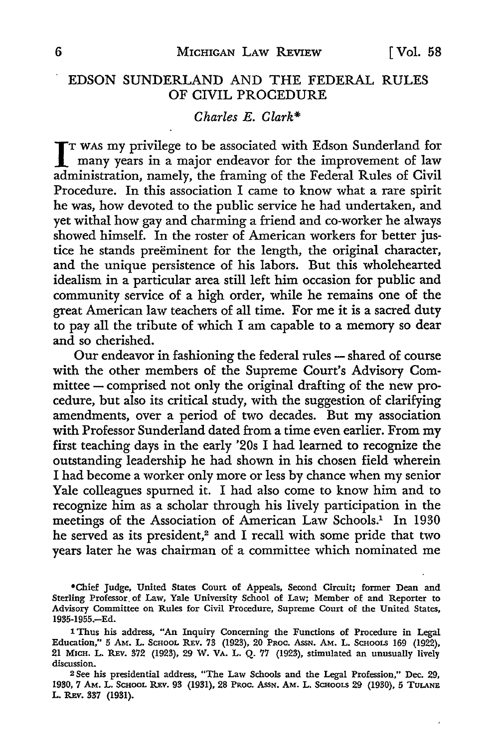# EDSON SUNDERLAND AND THE FEDERAL RULES OF CIVIL PROCEDURE

*Charles E. Clark**

IT WAS my privilege to be associated with Edson Sunderland for many years in a major endeavor for the improvement of law administration, namely, the framing of the Federal Rules of Civil Procedure. In this association I came to know what a rare spirit he was, how devoted to the public service he had undertaken, and yet withal how gay and charming a friend and co-worker he always showed himself. In the roster of American workers for better justice he stands preëminent for the length, the original character, and the unique persistence of his labors. But this wholehearted idealism in a particular area still left him occasion for public and community service of a high order, while he remains one of the great American law teachers of all time. For me it is a sacred duty to pay all the tribute of which I am capable to a memory so dear and so cherished.

Our endeavor in fashioning the federal rules — shared of course with the other members of the Supreme Court's Advisory Committee — comprised not only the original drafting of the new procedure, but also its critical study, with the suggestion of clarifying amendments, over a period of two decades. But my association with Professor Sunderland dated from a time even earlier. From my first teaching days in the early '20s I had learned to recognize the outstanding leadership he had shown in his chosen field wherein I had become a worker only more or less by chance when my senior Yale colleagues spurned it. I had also come to know him and to recognize him as a scholar through his lively participation in the meetings of the Association of American Law Schools.[1] In 1930 he served as its president,[2] and I recall with some pride that two years later he was chairman of a committee which nominated me

---

*Chief Judge, United States Court of Appeals, Second Circuit; former Dean and Sterling Professor of Law, Yale University School of Law; Member of and Reporter to Advisory Committee on Rules for Civil Procedure, Supreme Court of the United States, 1935-1955.—Ed.

[1] Thus his address, "An Inquiry Concerning the Functions of Procedure in Legal Education," 5 AM. L. SCHOOL REV. 73 (1923), 20 PROC. ASSN. AM. L. SCHOOLS 169 (1922), 21 MICH. L. REV. 372 (1923), 29 W. VA. L. Q. 77 (1923), stimulated an unusually lively discussion.

[2] See his presidential address, "The Law Schools and the Legal Profession," Dec. 29, 1930, 7 AM. L. SCHOOL REV. 93 (1931), 28 PROC. ASSN. AM. L. SCHOOLS 29 (1930), 5 TULANE L. REV. 337 (1931).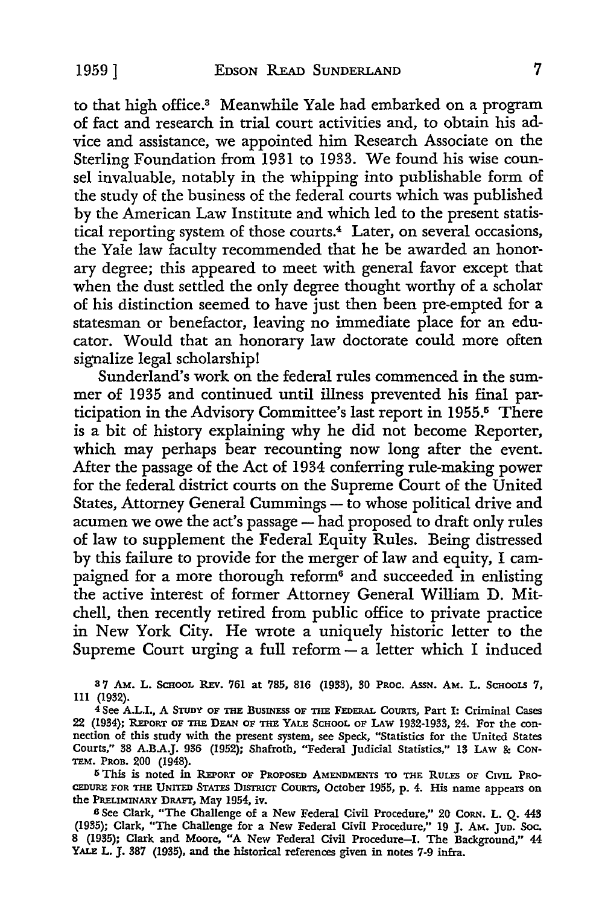to that high office.[3] Meanwhile Yale had embarked on a program of fact and research in trial court activities and, to obtain his advice and assistance, we appointed him Research Associate on the Sterling Foundation from 1931 to 1933. We found his wise counsel invaluable, notably in the whipping into publishable form of the study of the business of the federal courts which was published by the American Law Institute and which led to the present statistical reporting system of those courts.[4] Later, on several occasions, the Yale law faculty recommended that he be awarded an honorary degree; this appeared to meet with general favor except that when the dust settled the only degree thought worthy of a scholar of his distinction seemed to have just then been pre-empted for a statesman or benefactor, leaving no immediate place for an educator. Would that an honorary law doctorate could more often signalize legal scholarship!

Sunderland's work on the federal rules commenced in the summer of 1935 and continued until illness prevented his final participation in the Advisory Committee's last report in 1955.[5] There is a bit of history explaining why he did not become Reporter, which may perhaps bear recounting now long after the event. After the passage of the Act of 1934 conferring rule-making power for the federal district courts on the Supreme Court of the United States, Attorney General Cummings — to whose political drive and acumen we owe the act's passage — had proposed to draft only rules of law to supplement the Federal Equity Rules. Being distressed by this failure to provide for the merger of law and equity, I campaigned for a more thorough reform[6] and succeeded in enlisting the active interest of former Attorney General William D. Mitchell, then recently retired from public office to private practice in New York City. He wrote a uniquely historic letter to the Supreme Court urging a full reform — a letter which I induced

---

[3] 7 Am. L. School Rev. 761 at 785, 816 (1933), 30 Proc. Assn. Am. L. Schools 7, 111 (1932).

[4] See A.L.I., A Study of the Business of the Federal Courts, Part I: Criminal Cases 22 (1934); Report of the Dean of the Yale School of Law 1932-1933, 24. For the connection of this study with the present system, see Speck, "Statistics for the United States Courts," 38 A.B.A.J. 936 (1952); Shafroth, "Federal Judicial Statistics," 13 Law & Contem. Prob. 200 (1948).

[5] This is noted in Report of Proposed Amendments to the Rules of Civil Procedure for the United States District Courts, October 1955, p. 4. His name appears on the Preliminary Draft, May 1954, iv.

[6] See Clark, "The Challenge of a New Federal Civil Procedure," 20 Corn. L. Q. 443 (1935); Clark, "The Challenge for a New Federal Civil Procedure," 19 J. Am. Jud. Soc. 8 (1935); Clark and Moore, "A New Federal Civil Procedure—I. The Background," 44 Yale L. J. 387 (1935), and the historical references given in notes 7-9 infra.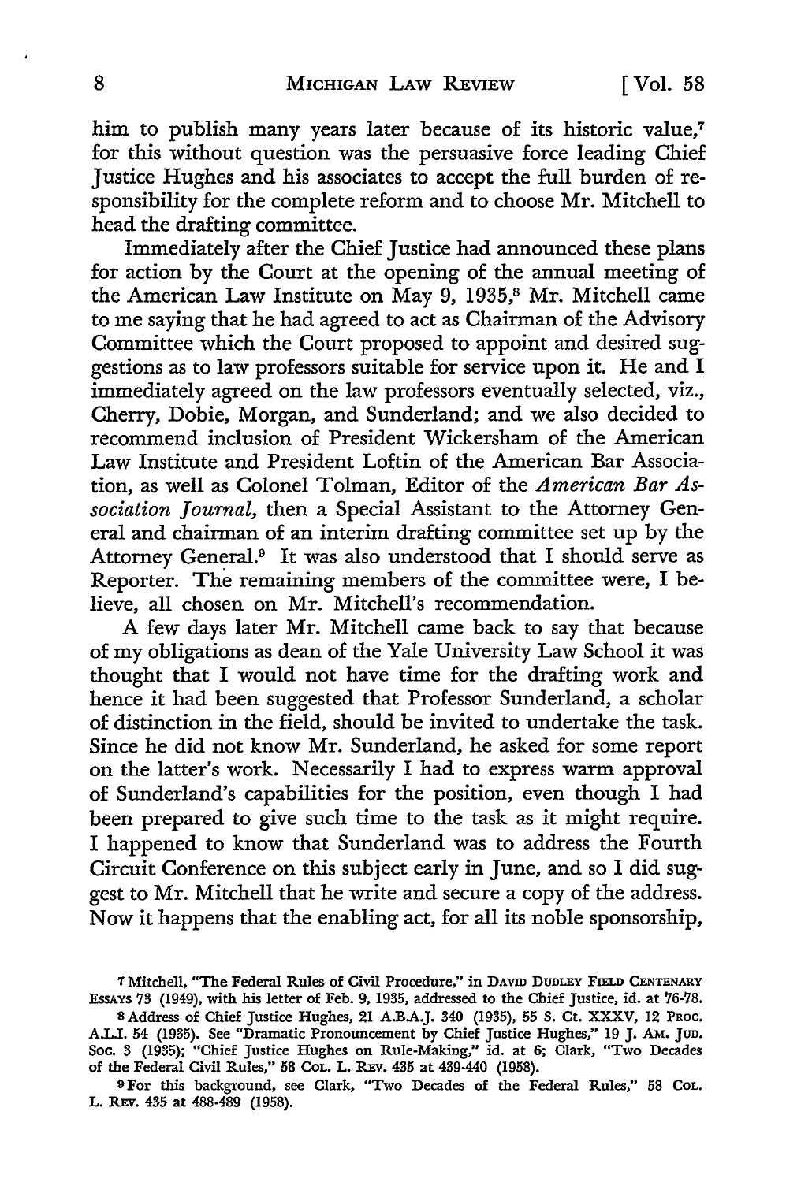him to publish many years later because of its historic value,[7] for this without question was the persuasive force leading Chief Justice Hughes and his associates to accept the full burden of responsibility for the complete reform and to choose Mr. Mitchell to head the drafting committee.

Immediately after the Chief Justice had announced these plans for action by the Court at the opening of the annual meeting of the American Law Institute on May 9, 1935,[8] Mr. Mitchell came to me saying that he had agreed to act as Chairman of the Advisory Committee which the Court proposed to appoint and desired suggestions as to law professors suitable for service upon it. He and I immediately agreed on the law professors eventually selected, viz., Cherry, Dobie, Morgan, and Sunderland; and we also decided to recommend inclusion of President Wickersham of the American Law Institute and President Loftin of the American Bar Association, as well as Colonel Tolman, Editor of the *American Bar Association Journal,* then a Special Assistant to the Attorney General and chairman of an interim drafting committee set up by the Attorney General.[9] It was also understood that I should serve as Reporter. The remaining members of the committee were, I believe, all chosen on Mr. Mitchell's recommendation.

A few days later Mr. Mitchell came back to say that because of my obligations as dean of the Yale University Law School it was thought that I would not have time for the drafting work and hence it had been suggested that Professor Sunderland, a scholar of distinction in the field, should be invited to undertake the task. Since he did not know Mr. Sunderland, he asked for some report on the latter's work. Necessarily I had to express warm approval of Sunderland's capabilities for the position, even though I had been prepared to give such time to the task as it might require. I happened to know that Sunderland was to address the Fourth Circuit Conference on this subject early in June, and so I did suggest to Mr. Mitchell that he write and secure a copy of the address. Now it happens that the enabling act, for all its noble sponsorship,

[7] Mitchell, "The Federal Rules of Civil Procedure," in DAVID DUDLEY FIELD CENTENARY ESSAYS 73 (1949), with his letter of Feb. 9, 1935, addressed to the Chief Justice, id. at 76-78.

[8] Address of Chief Justice Hughes, 21 A.B.A.J. 340 (1935), 55 S. Ct. XXXV, 12 PROC. A.L.I. 54 (1935). See "Dramatic Pronouncement by Chief Justice Hughes," 19 J. AM. JUD. Soc. 3 (1935); "Chief Justice Hughes on Rule-Making," id. at 6; Clark, "Two Decades of the Federal Civil Rules," 58 COL. L. REV. 435 at 439-440 (1958).

[9] For this background, see Clark, "Two Decades of the Federal Rules," 58 COL. L. REV. 435 at 488-489 (1958).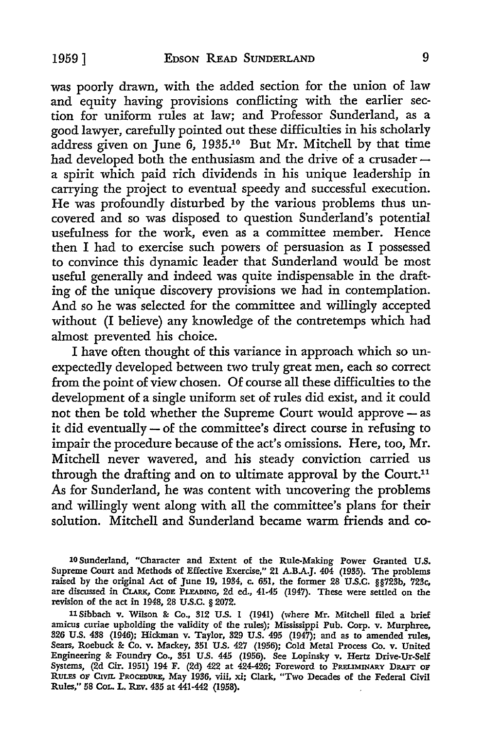was poorly drawn, with the added section for the union of law and equity having provisions conflicting with the earlier section for uniform rules at law; and Professor Sunderland, as a good lawyer, carefully pointed out these difficulties in his scholarly address given on June 6, 1935.[10] But Mr. Mitchell by that time had developed both the enthusiasm and the drive of a crusader — a spirit which paid rich dividends in his unique leadership in carrying the project to eventual speedy and successful execution. He was profoundly disturbed by the various problems thus uncovered and so was disposed to question Sunderland's potential usefulness for the work, even as a committee member. Hence then I had to exercise such powers of persuasion as I possessed to convince this dynamic leader that Sunderland would be most useful generally and indeed was quite indispensable in the drafting of the unique discovery provisions we had in contemplation. And so he was selected for the committee and willingly accepted without (I believe) any knowledge of the contretemps which had almost prevented his choice.

I have often thought of this variance in approach which so unexpectedly developed between two truly great men, each so correct from the point of view chosen. Of course all these difficulties to the development of a single uniform set of rules did exist, and it could not then be told whether the Supreme Court would approve — as it did eventually — of the committee's direct course in refusing to impair the procedure because of the act's omissions. Here, too, Mr. Mitchell never wavered, and his steady conviction carried us through the drafting and on to ultimate approval by the Court.[11] As for Sunderland, he was content with uncovering the problems and willingly went along with all the committee's plans for their solution. Mitchell and Sunderland became warm friends and co-

---

[10] Sunderland, "Character and Extent of the Rule-Making Power Granted U.S. Supreme Court and Methods of Effective Exercise," 21 A.B.A.J. 404 (1935). The problems raised by the original Act of June 19, 1934, c. 651, the former 28 U.S.C. §§723b, 723c, are discussed in CLARK, CODE PLEADING, 2d ed., 41-45 (1947). These were settled on the revision of the act in 1948, 28 U.S.C. § 2072.

[11] Sibbach v. Wilson & Co., 312 U.S. 1 (1941) (where Mr. Mitchell filed a brief amicus curiae upholding the validity of the rules); Mississippi Pub. Corp. v. Murphree, 326 U.S. 438 (1946); Hickman v. Taylor, 329 U.S. 495 (1947); and as to amended rules, Sears, Roebuck & Co. v. Mackey, 351 U.S. 427 (1956); Cold Metal Process Co. v. United Engineering & Foundry Co., 351 U.S. 445 (1956). See Lopinsky v. Hertz Drive-Ur-Self Systems, (2d Cir. 1951) 194 F. (2d) 422 at 424-426; Foreword to PRELIMINARY DRAFT OF RULES OF CIVIL PROCEDURE, May 1936, viii, xi; Clark, "Two Decades of the Federal Civil Rules," 58 COL. L. REV. 435 at 441-442 (1958).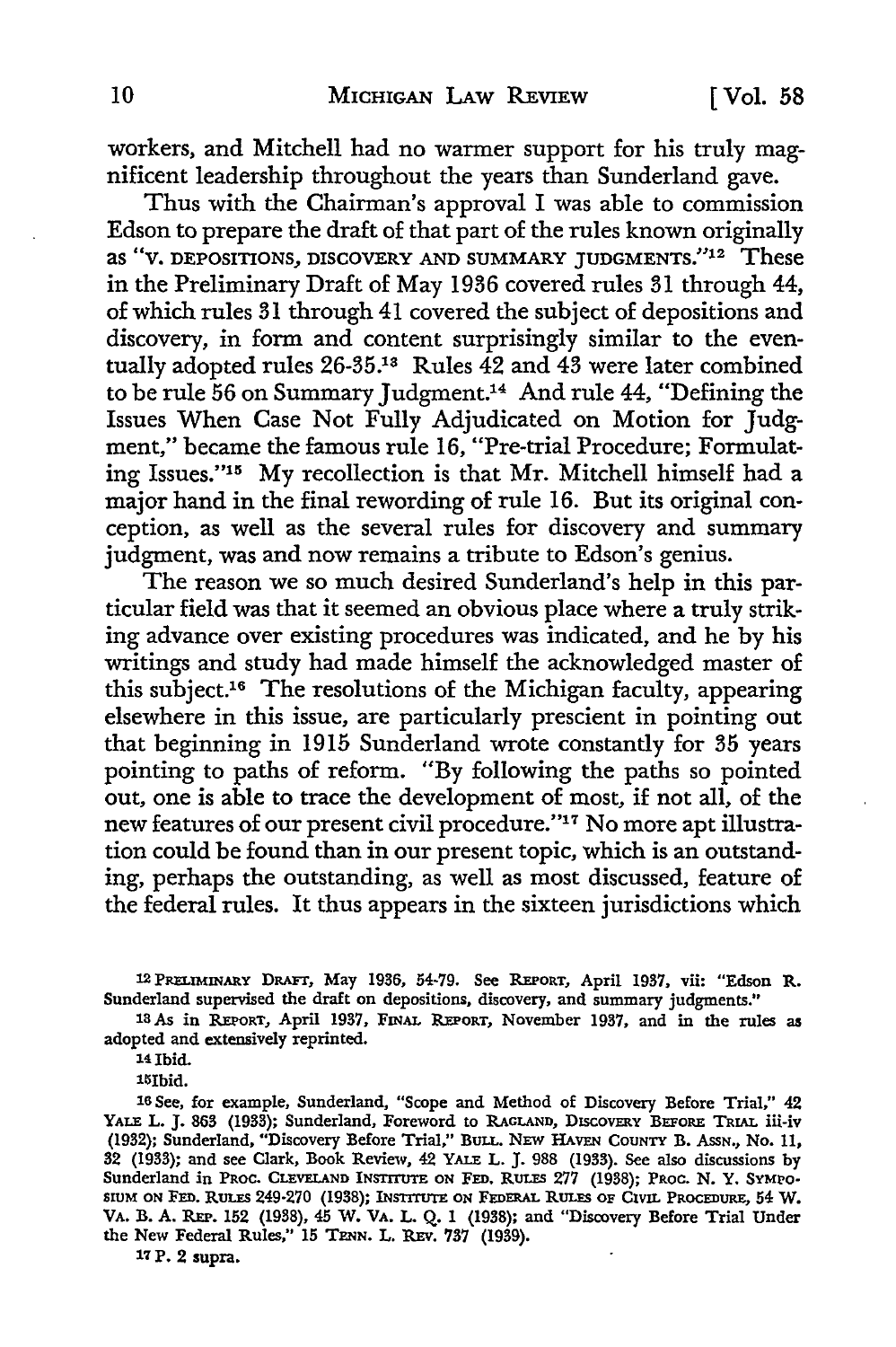workers, and Mitchell had no warmer support for his truly magnificent leadership throughout the years than Sunderland gave.

Thus with the Chairman's approval I was able to commission Edson to prepare the draft of that part of the rules known originally as "V. DEPOSITIONS, DISCOVERY AND SUMMARY JUDGMENTS."[12] These in the Preliminary Draft of May 1936 covered rules 31 through 44, of which rules 31 through 41 covered the subject of depositions and discovery, in form and content surprisingly similar to the eventually adopted rules 26-35.[13] Rules 42 and 43 were later combined to be rule 56 on Summary Judgment.[14] And rule 44, "Defining the Issues When Case Not Fully Adjudicated on Motion for Judgment," became the famous rule 16, "Pre-trial Procedure; Formulating Issues."[15] My recollection is that Mr. Mitchell himself had a major hand in the final rewording of rule 16. But its original conception, as well as the several rules for discovery and summary judgment, was and now remains a tribute to Edson's genius.

The reason we so much desired Sunderland's help in this particular field was that it seemed an obvious place where a truly striking advance over existing procedures was indicated, and he by his writings and study had made himself the acknowledged master of this subject.[16] The resolutions of the Michigan faculty, appearing elsewhere in this issue, are particularly prescient in pointing out that beginning in 1915 Sunderland wrote constantly for 35 years pointing to paths of reform. "By following the paths so pointed out, one is able to trace the development of most, if not all, of the new features of our present civil procedure."[17] No more apt illustration could be found than in our present topic, which is an outstanding, perhaps the outstanding, as well as most discussed, feature of the federal rules. It thus appears in the sixteen jurisdictions which

---

[12] PRELIMINARY DRAFT, May 1936, 54-79. See REPORT, April 1937, vii: "Edson R. Sunderland supervised the draft on depositions, discovery, and summary judgments."

[13] As in REPORT, April 1937, FINAL REPORT, November 1937, and in the rules as adopted and extensively reprinted.

[14] Ibid.

[15] Ibid.

[16] See, for example, Sunderland, "Scope and Method of Discovery Before Trial," 42 YALE L. J. 863 (1933); Sunderland, Foreword to RAGLAND, DISCOVERY BEFORE TRIAL iii-iv (1932); Sunderland, "Discovery Before Trial," BULL. NEW HAVEN COUNTY B. ASSN., No. 11, 32 (1933); and see Clark, Book Review, 42 YALE L. J. 988 (1933). See also discussions by Sunderland in PROC. CLEVELAND INSTITUTE ON FED. RULES 277 (1938); PROC. N. Y. SYMPOSIUM ON FED. RULES 249-270 (1938); INSTITUTE ON FEDERAL RULES OF CIVIL PROCEDURE, 54 W. VA. B. A. REP. 152 (1938), 45 W. VA. L. Q. 1 (1938); and "Discovery Before Trial Under the New Federal Rules," 15 TENN. L. REV. 737 (1939).

[17] P. 2 supra.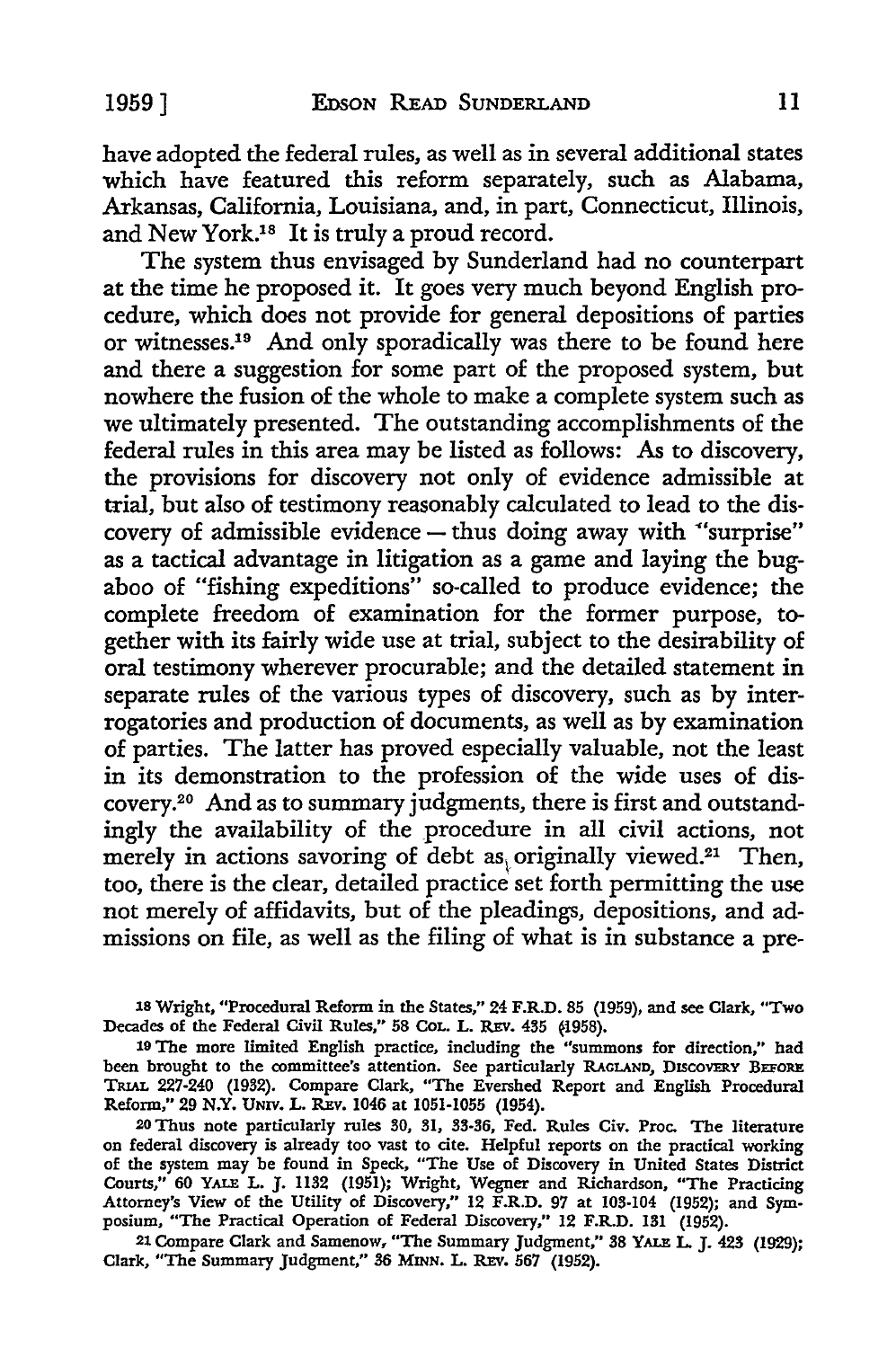have adopted the federal rules, as well as in several additional states which have featured this reform separately, such as Alabama, Arkansas, California, Louisiana, and, in part, Connecticut, Illinois, and New York.[18] It is truly a proud record.

The system thus envisaged by Sunderland had no counterpart at the time he proposed it. It goes very much beyond English procedure, which does not provide for general depositions of parties or witnesses.[19] And only sporadically was there to be found here and there a suggestion for some part of the proposed system, but nowhere the fusion of the whole to make a complete system such as we ultimately presented. The outstanding accomplishments of the federal rules in this area may be listed as follows: As to discovery, the provisions for discovery not only of evidence admissible at trial, but also of testimony reasonably calculated to lead to the discovery of admissible evidence — thus doing away with "surprise" as a tactical advantage in litigation as a game and laying the bugaboo of "fishing expeditions" so-called to produce evidence; the complete freedom of examination for the former purpose, together with its fairly wide use at trial, subject to the desirability of oral testimony wherever procurable; and the detailed statement in separate rules of the various types of discovery, such as by interrogatories and production of documents, as well as by examination of parties. The latter has proved especially valuable, not the least in its demonstration to the profession of the wide uses of discovery.[20] And as to summary judgments, there is first and outstandingly the availability of the procedure in all civil actions, not merely in actions savoring of debt as originally viewed.[21] Then, too, there is the clear, detailed practice set forth permitting the use not merely of affidavits, but of the pleadings, depositions, and admissions on file, as well as the filing of what is in substance a pre-

[18] Wright, "Procedural Reform in the States," 24 F.R.D. 85 (1959), and see Clark, "Two Decades of the Federal Civil Rules," 58 COL. L. REV. 435 (1958).

[19] The more limited English practice, including the "summons for direction," had been brought to the committee's attention. See particularly RAGLAND, DISCOVERY BEFORE TRIAL 227-240 (1932). Compare Clark, "The Evershed Report and English Procedural Reform," 29 N.Y. UNIV. L. REV. 1046 at 1051-1055 (1954).

[20] Thus note particularly rules 30, 31, 33-36, Fed. Rules Civ. Proc. The literature on federal discovery is already too vast to cite. Helpful reports on the practical working of the system may be found in Speck, "The Use of Discovery in United States District Courts," 60 YALE L. J. 1132 (1951); Wright, Wegner and Richardson, "The Practicing Attorney's View of the Utility of Discovery," 12 F.R.D. 97 at 103-104 (1952); and Symposium, "The Practical Operation of Federal Discovery," 12 F.R.D. 131 (1952).

[21] Compare Clark and Samenow, "The Summary Judgment," 38 YALE L. J. 423 (1929); Clark, "The Summary Judgment," 36 MINN. L. REV. 567 (1952).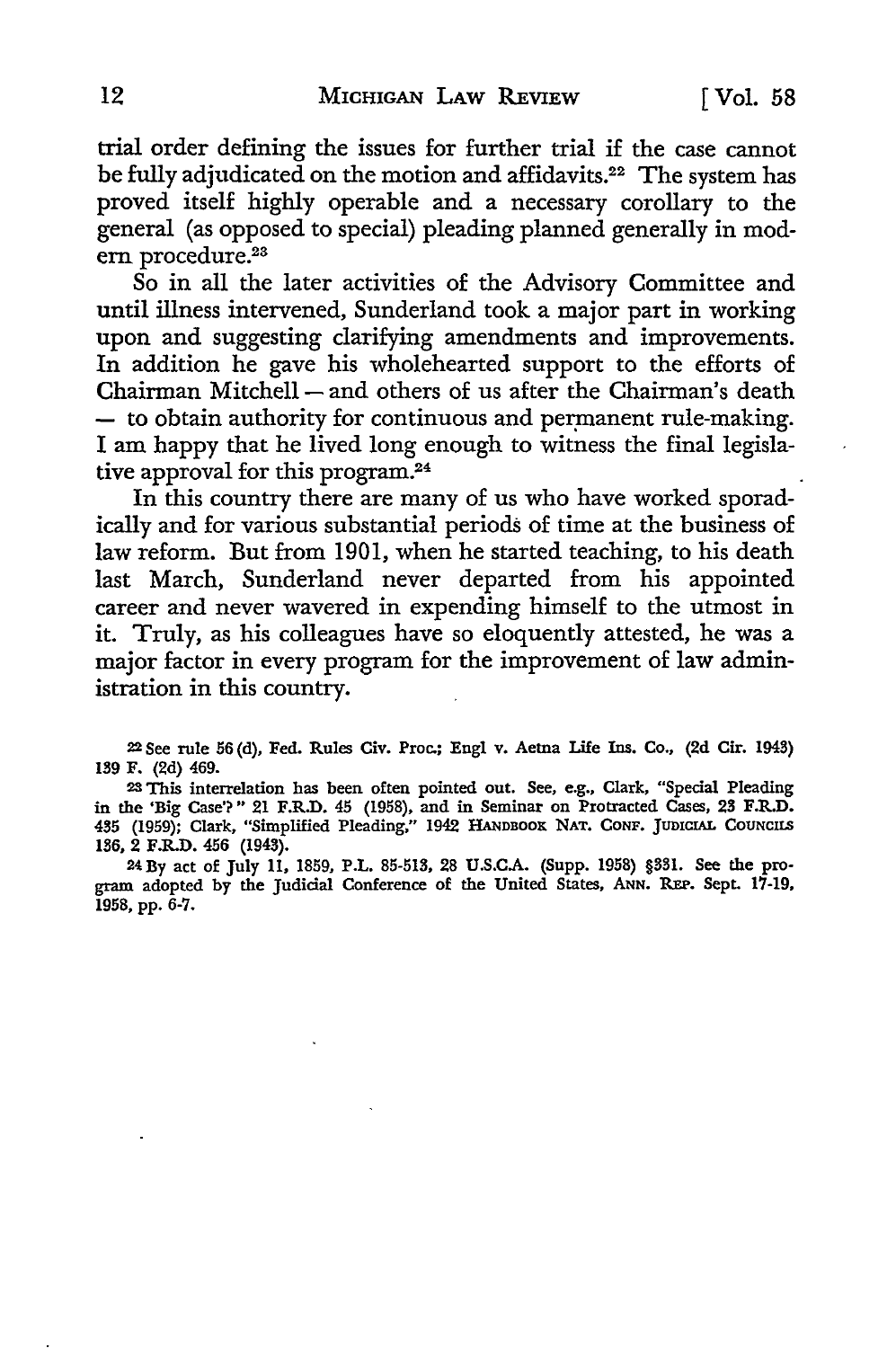trial order defining the issues for further trial if the case cannot be fully adjudicated on the motion and affidavits.[22] The system has proved itself highly operable and a necessary corollary to the general (as opposed to special) pleading planned generally in modern procedure.[23]

So in all the later activities of the Advisory Committee and until illness intervened, Sunderland took a major part in working upon and suggesting clarifying amendments and improvements. In addition he gave his wholehearted support to the efforts of Chairman Mitchell — and others of us after the Chairman's death — to obtain authority for continuous and permanent rule-making. I am happy that he lived long enough to witness the final legislative approval for this program.[24]

In this country there are many of us who have worked sporadically and for various substantial periods of time at the business of law reform. But from 1901, when he started teaching, to his death last March, Sunderland never departed from his appointed career and never wavered in expending himself to the utmost in it. Truly, as his colleagues have so eloquently attested, he was a major factor in every program for the improvement of law administration in this country.

---

[22] See rule 56 (d), Fed. Rules Civ. Proc.; Engl v. Aetna Life Ins. Co., (2d Cir. 1943) 139 F. (2d) 469.

[23] This interrelation has been often pointed out. See, e.g., Clark, "Special Pleading in the 'Big Case'?" 21 F.R.D. 45 (1958), and in Seminar on Protracted Cases, 23 F.R.D. 435 (1959); Clark, "Simplified Pleading," 1942 HANDBOOK NAT. CONF. JUDICIAL COUNCILS 136, 2 F.R.D. 456 (1943).

[24] By act of July 11, 1859, P.L. 85-513, 28 U.S.C.A. (Supp. 1958) §331. See the program adopted by the Judicial Conference of the United States, ANN. REP. Sept. 17-19, 1958, pp. 6-7.